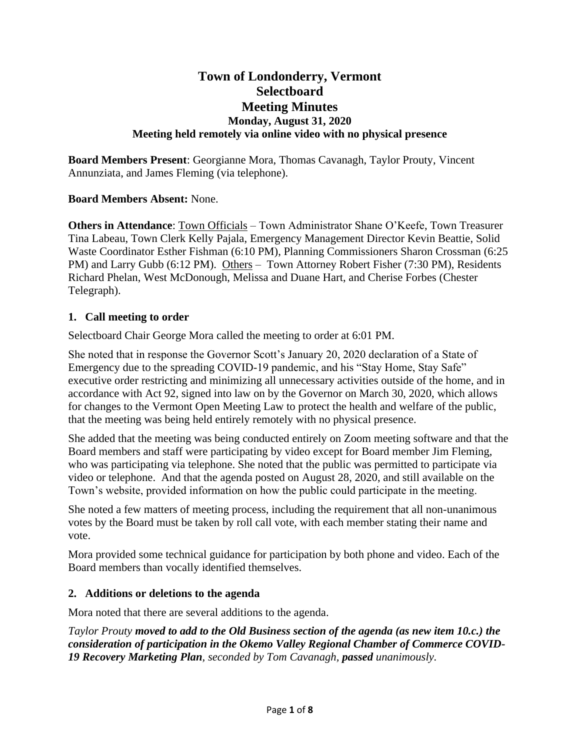# Town of Londonderry, Vermont
# Selectboard
# Meeting Minutes

### Monday, August 31, 2020
### Meeting held remotely via online video with no physical presence

**Board Members Present**: Georgianne Mora, Thomas Cavanagh, Taylor Prouty, Vincent Annunziata, and James Fleming (via telephone).

**Board Members Absent:** None.

**Others in Attendance**: Town Officials – Town Administrator Shane O'Keefe, Town Treasurer Tina Labeau, Town Clerk Kelly Pajala, Emergency Management Director Kevin Beattie, Solid Waste Coordinator Esther Fishman (6:10 PM), Planning Commissioners Sharon Crossman (6:25 PM) and Larry Gubb (6:12 PM). Others – Town Attorney Robert Fisher (7:30 PM), Residents Richard Phelan, West McDonough, Melissa and Duane Hart, and Cherise Forbes (Chester Telegraph).

## 1. Call meeting to order

Selectboard Chair George Mora called the meeting to order at 6:01 PM.

She noted that in response the Governor Scott's January 20, 2020 declaration of a State of Emergency due to the spreading COVID-19 pandemic, and his "Stay Home, Stay Safe" executive order restricting and minimizing all unnecessary activities outside of the home, and in accordance with Act 92, signed into law on by the Governor on March 30, 2020, which allows for changes to the Vermont Open Meeting Law to protect the health and welfare of the public, that the meeting was being held entirely remotely with no physical presence.

She added that the meeting was being conducted entirely on Zoom meeting software and that the Board members and staff were participating by video except for Board member Jim Fleming, who was participating via telephone. She noted that the public was permitted to participate via video or telephone. And that the agenda posted on August 28, 2020, and still available on the Town's website, provided information on how the public could participate in the meeting.

She noted a few matters of meeting process, including the requirement that all non-unanimous votes by the Board must be taken by roll call vote, with each member stating their name and vote.

Mora provided some technical guidance for participation by both phone and video. Each of the Board members than vocally identified themselves.

## 2. Additions or deletions to the agenda

Mora noted that there are several additions to the agenda.

*Taylor Prouty **moved to add to the Old Business section of the agenda (as new item 10.c.) the consideration of participation in the Okemo Valley Regional Chamber of Commerce COVID-19 Recovery Marketing Plan**, seconded by Tom Cavanagh, **passed** unanimously.*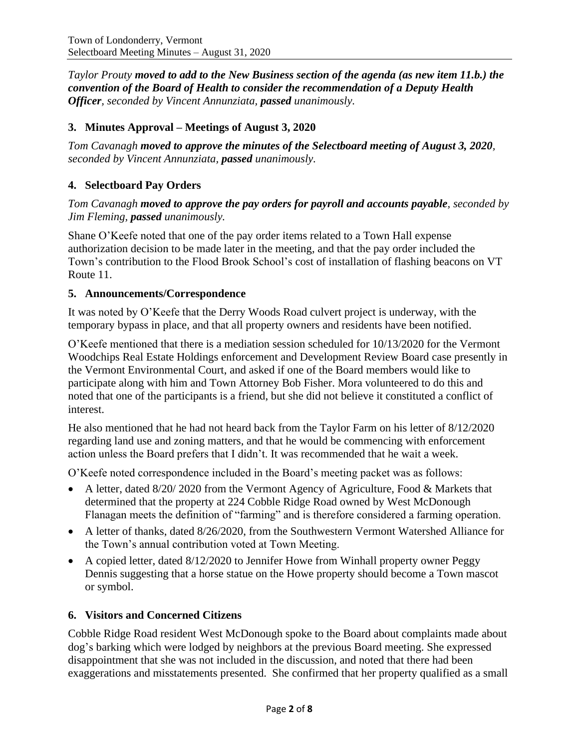*Taylor Prouty **moved to add to the New Business section of the agenda (as new item 11.b.) the convention of the Board of Health to consider the recommendation of a Deputy Health Officer**, seconded by Vincent Annunziata, **passed** unanimously.*

## 3. Minutes Approval – Meetings of August 3, 2020

*Tom Cavanagh **moved to approve the minutes of the Selectboard meeting of August 3, 2020**, seconded by Vincent Annunziata, **passed** unanimously.*

## 4. Selectboard Pay Orders

*Tom Cavanagh **moved to approve the pay orders for payroll and accounts payable**, seconded by Jim Fleming, **passed** unanimously.*

Shane O'Keefe noted that one of the pay order items related to a Town Hall expense authorization decision to be made later in the meeting, and that the pay order included the Town's contribution to the Flood Brook School's cost of installation of flashing beacons on VT Route 11.

## 5. Announcements/Correspondence

It was noted by O'Keefe that the Derry Woods Road culvert project is underway, with the temporary bypass in place, and that all property owners and residents have been notified.

O'Keefe mentioned that there is a mediation session scheduled for 10/13/2020 for the Vermont Woodchips Real Estate Holdings enforcement and Development Review Board case presently in the Vermont Environmental Court, and asked if one of the Board members would like to participate along with him and Town Attorney Bob Fisher. Mora volunteered to do this and noted that one of the participants is a friend, but she did not believe it constituted a conflict of interest.

He also mentioned that he had not heard back from the Taylor Farm on his letter of 8/12/2020 regarding land use and zoning matters, and that he would be commencing with enforcement action unless the Board prefers that I didn't. It was recommended that he wait a week.

O'Keefe noted correspondence included in the Board's meeting packet was as follows:

- A letter, dated 8/20/ 2020 from the Vermont Agency of Agriculture, Food & Markets that determined that the property at 224 Cobble Ridge Road owned by West McDonough Flanagan meets the definition of "farming" and is therefore considered a farming operation.
- A letter of thanks, dated 8/26/2020, from the Southwestern Vermont Watershed Alliance for the Town's annual contribution voted at Town Meeting.
- A copied letter, dated 8/12/2020 to Jennifer Howe from Winhall property owner Peggy Dennis suggesting that a horse statue on the Howe property should become a Town mascot or symbol.

## 6. Visitors and Concerned Citizens

Cobble Ridge Road resident West McDonough spoke to the Board about complaints made about dog's barking which were lodged by neighbors at the previous Board meeting. She expressed disappointment that she was not included in the discussion, and noted that there had been exaggerations and misstatements presented. She confirmed that her property qualified as a small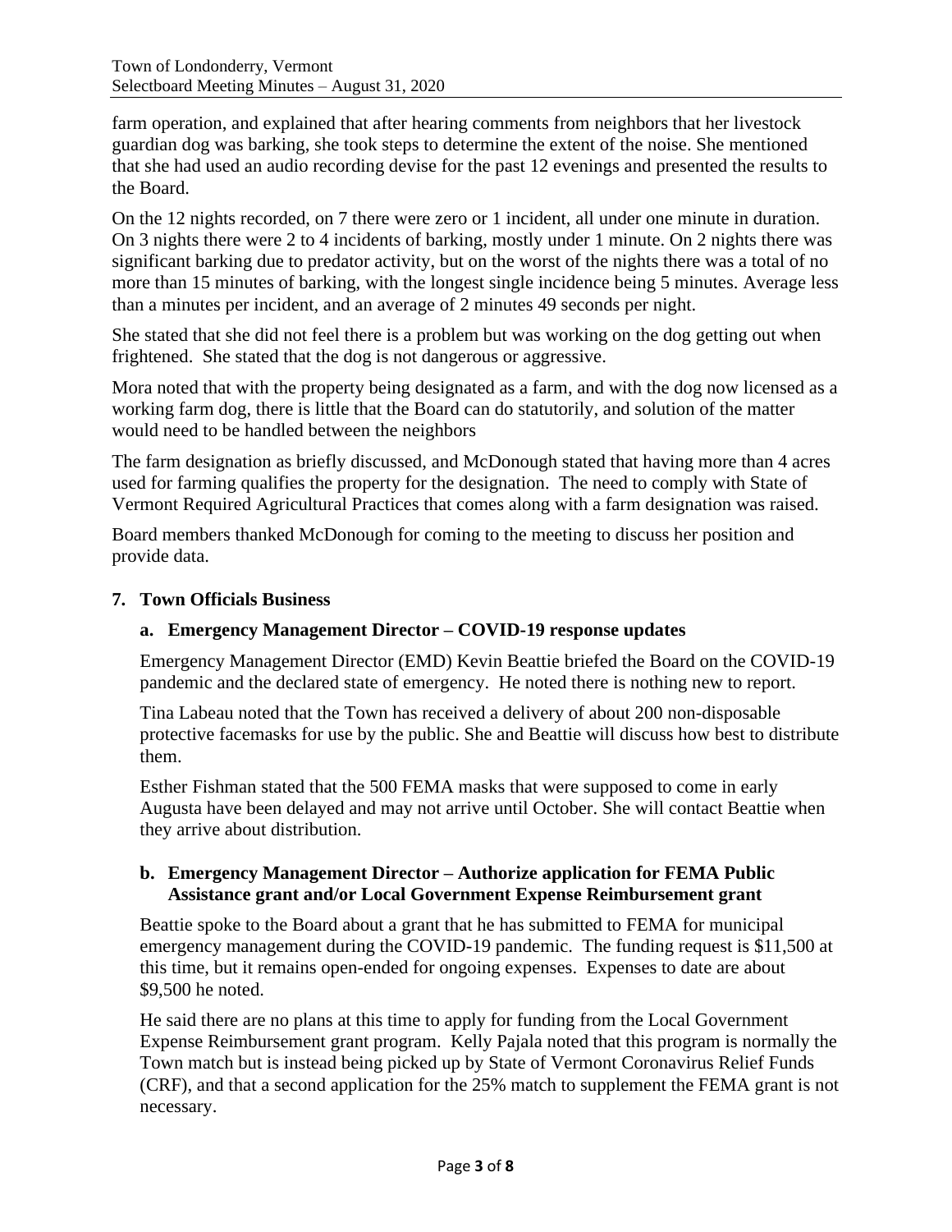farm operation, and explained that after hearing comments from neighbors that her livestock guardian dog was barking, she took steps to determine the extent of the noise. She mentioned that she had used an audio recording devise for the past 12 evenings and presented the results to the Board.

On the 12 nights recorded, on 7 there were zero or 1 incident, all under one minute in duration. On 3 nights there were 2 to 4 incidents of barking, mostly under 1 minute. On 2 nights there was significant barking due to predator activity, but on the worst of the nights there was a total of no more than 15 minutes of barking, with the longest single incidence being 5 minutes. Average less than a minutes per incident, and an average of 2 minutes 49 seconds per night.

She stated that she did not feel there is a problem but was working on the dog getting out when frightened. She stated that the dog is not dangerous or aggressive.

Mora noted that with the property being designated as a farm, and with the dog now licensed as a working farm dog, there is little that the Board can do statutorily, and solution of the matter would need to be handled between the neighbors

The farm designation as briefly discussed, and McDonough stated that having more than 4 acres used for farming qualifies the property for the designation. The need to comply with State of Vermont Required Agricultural Practices that comes along with a farm designation was raised.

Board members thanked McDonough for coming to the meeting to discuss her position and provide data.

**7. Town Officials Business**

**a. Emergency Management Director – COVID-19 response updates**

Emergency Management Director (EMD) Kevin Beattie briefed the Board on the COVID-19 pandemic and the declared state of emergency. He noted there is nothing new to report.

Tina Labeau noted that the Town has received a delivery of about 200 non-disposable protective facemasks for use by the public. She and Beattie will discuss how best to distribute them.

Esther Fishman stated that the 500 FEMA masks that were supposed to come in early Augusta have been delayed and may not arrive until October. She will contact Beattie when they arrive about distribution.

**b. Emergency Management Director – Authorize application for FEMA Public Assistance grant and/or Local Government Expense Reimbursement grant**

Beattie spoke to the Board about a grant that he has submitted to FEMA for municipal emergency management during the COVID-19 pandemic. The funding request is $11,500 at this time, but it remains open-ended for ongoing expenses. Expenses to date are about $9,500 he noted.

He said there are no plans at this time to apply for funding from the Local Government Expense Reimbursement grant program. Kelly Pajala noted that this program is normally the Town match but is instead being picked up by State of Vermont Coronavirus Relief Funds (CRF), and that a second application for the 25% match to supplement the FEMA grant is not necessary.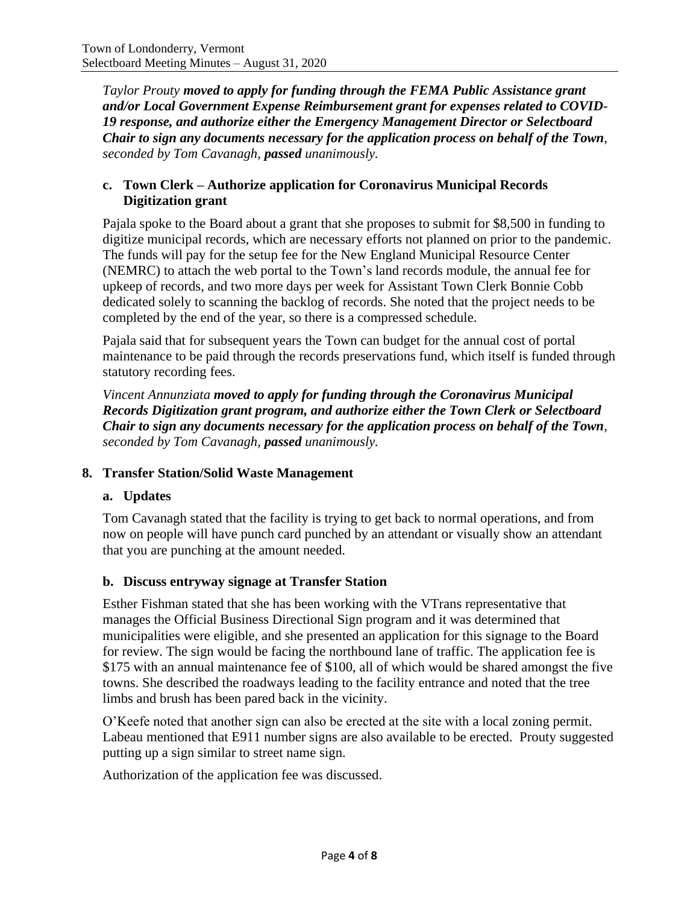*Taylor Prouty* ***moved to apply for funding through the FEMA Public Assistance grant and/or Local Government Expense Reimbursement grant for expenses related to COVID-19 response, and authorize either the Emergency Management Director or Selectboard Chair to sign any documents necessary for the application process on behalf of the Town****, seconded by Tom Cavanagh,* ***passed*** *unanimously.*

### c. Town Clerk – Authorize application for Coronavirus Municipal Records Digitization grant

Pajala spoke to the Board about a grant that she proposes to submit for $8,500 in funding to digitize municipal records, which are necessary efforts not planned on prior to the pandemic. The funds will pay for the setup fee for the New England Municipal Resource Center (NEMRC) to attach the web portal to the Town's land records module, the annual fee for upkeep of records, and two more days per week for Assistant Town Clerk Bonnie Cobb dedicated solely to scanning the backlog of records. She noted that the project needs to be completed by the end of the year, so there is a compressed schedule.

Pajala said that for subsequent years the Town can budget for the annual cost of portal maintenance to be paid through the records preservations fund, which itself is funded through statutory recording fees.

*Vincent Annunziata* ***moved to apply for funding through the Coronavirus Municipal Records Digitization grant program, and authorize either the Town Clerk or Selectboard Chair to sign any documents necessary for the application process on behalf of the Town****, seconded by Tom Cavanagh,* ***passed*** *unanimously.*

## 8. Transfer Station/Solid Waste Management

### a. Updates

Tom Cavanagh stated that the facility is trying to get back to normal operations, and from now on people will have punch card punched by an attendant or visually show an attendant that you are punching at the amount needed.

### b. Discuss entryway signage at Transfer Station

Esther Fishman stated that she has been working with the VTrans representative that manages the Official Business Directional Sign program and it was determined that municipalities were eligible, and she presented an application for this signage to the Board for review. The sign would be facing the northbound lane of traffic. The application fee is $175 with an annual maintenance fee of $100, all of which would be shared amongst the five towns. She described the roadways leading to the facility entrance and noted that the tree limbs and brush has been pared back in the vicinity.

O'Keefe noted that another sign can also be erected at the site with a local zoning permit. Labeau mentioned that E911 number signs are also available to be erected. Prouty suggested putting up a sign similar to street name sign.

Authorization of the application fee was discussed.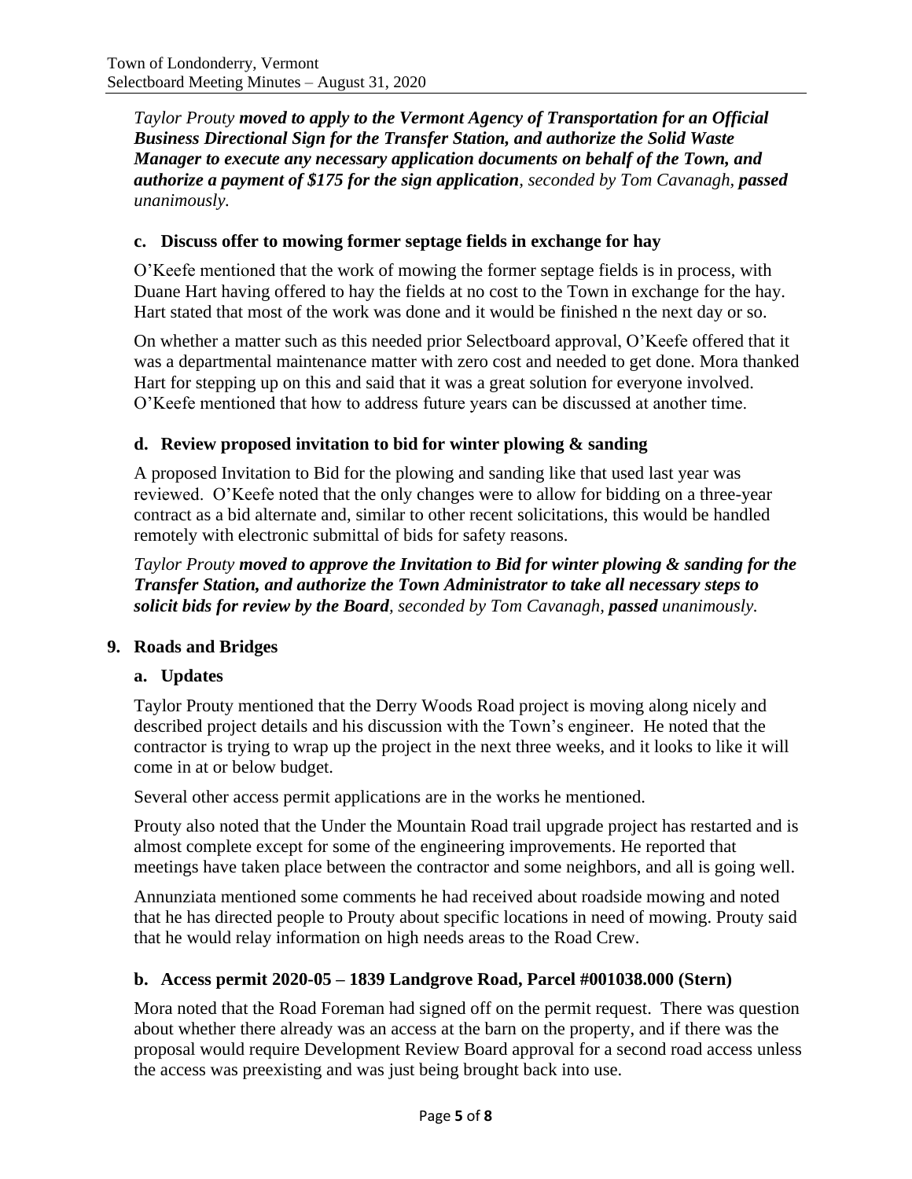*Taylor Prouty* ***moved to apply to the Vermont Agency of Transportation for an Official Business Directional Sign for the Transfer Station, and authorize the Solid Waste Manager to execute any necessary application documents on behalf of the Town, and authorize a payment of $175 for the sign application****, seconded by Tom Cavanagh,* ***passed*** *unanimously.*

### c. Discuss offer to mowing former septage fields in exchange for hay

O'Keefe mentioned that the work of mowing the former septage fields is in process, with Duane Hart having offered to hay the fields at no cost to the Town in exchange for the hay. Hart stated that most of the work was done and it would be finished n the next day or so.

On whether a matter such as this needed prior Selectboard approval, O'Keefe offered that it was a departmental maintenance matter with zero cost and needed to get done. Mora thanked Hart for stepping up on this and said that it was a great solution for everyone involved. O'Keefe mentioned that how to address future years can be discussed at another time.

### d. Review proposed invitation to bid for winter plowing & sanding

A proposed Invitation to Bid for the plowing and sanding like that used last year was reviewed. O'Keefe noted that the only changes were to allow for bidding on a three-year contract as a bid alternate and, similar to other recent solicitations, this would be handled remotely with electronic submittal of bids for safety reasons.

*Taylor Prouty* ***moved to approve the Invitation to Bid for winter plowing & sanding for the Transfer Station, and authorize the Town Administrator to take all necessary steps to solicit bids for review by the Board****, seconded by Tom Cavanagh,* ***passed*** *unanimously.*

## 9. Roads and Bridges

### a. Updates

Taylor Prouty mentioned that the Derry Woods Road project is moving along nicely and described project details and his discussion with the Town's engineer. He noted that the contractor is trying to wrap up the project in the next three weeks, and it looks to like it will come in at or below budget.

Several other access permit applications are in the works he mentioned.

Prouty also noted that the Under the Mountain Road trail upgrade project has restarted and is almost complete except for some of the engineering improvements. He reported that meetings have taken place between the contractor and some neighbors, and all is going well.

Annunziata mentioned some comments he had received about roadside mowing and noted that he has directed people to Prouty about specific locations in need of mowing. Prouty said that he would relay information on high needs areas to the Road Crew.

### b. Access permit 2020-05 – 1839 Landgrove Road, Parcel #001038.000 (Stern)

Mora noted that the Road Foreman had signed off on the permit request. There was question about whether there already was an access at the barn on the property, and if there was the proposal would require Development Review Board approval for a second road access unless the access was preexisting and was just being brought back into use.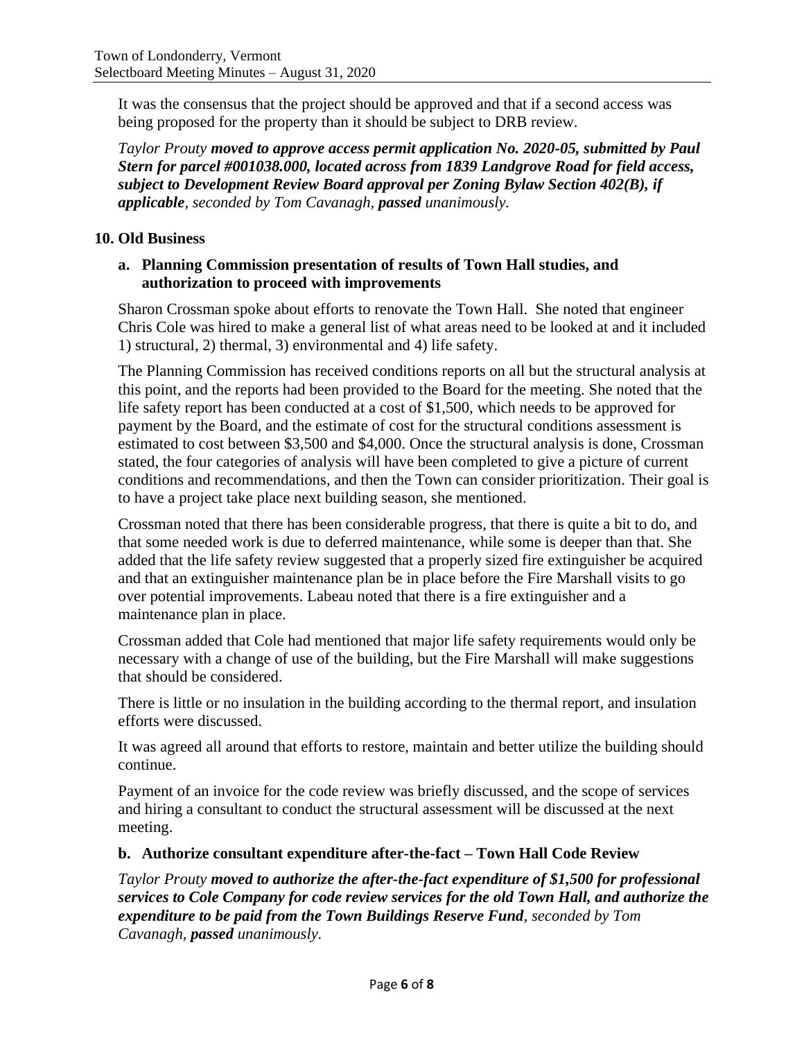It was the consensus that the project should be approved and that if a second access was being proposed for the property than it should be subject to DRB review.

*Taylor Prouty **moved to approve access permit application No. 2020-05, submitted by Paul Stern for parcel #001038.000, located across from 1839 Landgrove Road for field access, subject to Development Review Board approval per Zoning Bylaw Section 402(B), if applicable**, seconded by Tom Cavanagh, **passed** unanimously.*

## 10. Old Business

### a. Planning Commission presentation of results of Town Hall studies, and authorization to proceed with improvements

Sharon Crossman spoke about efforts to renovate the Town Hall. She noted that engineer Chris Cole was hired to make a general list of what areas need to be looked at and it included 1) structural, 2) thermal, 3) environmental and 4) life safety.

The Planning Commission has received conditions reports on all but the structural analysis at this point, and the reports had been provided to the Board for the meeting. She noted that the life safety report has been conducted at a cost of $1,500, which needs to be approved for payment by the Board, and the estimate of cost for the structural conditions assessment is estimated to cost between $3,500 and $4,000. Once the structural analysis is done, Crossman stated, the four categories of analysis will have been completed to give a picture of current conditions and recommendations, and then the Town can consider prioritization. Their goal is to have a project take place next building season, she mentioned.

Crossman noted that there has been considerable progress, that there is quite a bit to do, and that some needed work is due to deferred maintenance, while some is deeper than that. She added that the life safety review suggested that a properly sized fire extinguisher be acquired and that an extinguisher maintenance plan be in place before the Fire Marshall visits to go over potential improvements. Labeau noted that there is a fire extinguisher and a maintenance plan in place.

Crossman added that Cole had mentioned that major life safety requirements would only be necessary with a change of use of the building, but the Fire Marshall will make suggestions that should be considered.

There is little or no insulation in the building according to the thermal report, and insulation efforts were discussed.

It was agreed all around that efforts to restore, maintain and better utilize the building should continue.

Payment of an invoice for the code review was briefly discussed, and the scope of services and hiring a consultant to conduct the structural assessment will be discussed at the next meeting.

### b. Authorize consultant expenditure after-the-fact – Town Hall Code Review

*Taylor Prouty **moved to authorize the after-the-fact expenditure of $1,500 for professional services to Cole Company for code review services for the old Town Hall, and authorize the expenditure to be paid from the Town Buildings Reserve Fund**, seconded by Tom Cavanagh, **passed** unanimously.*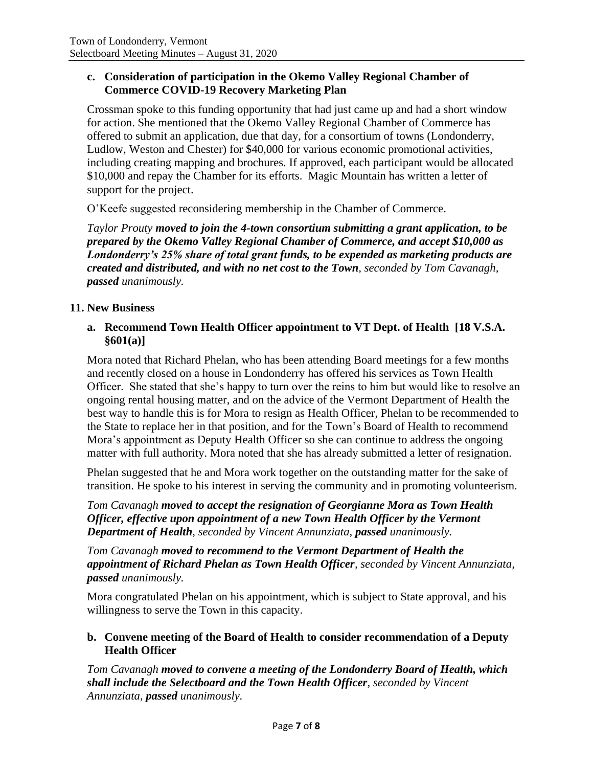### c. Consideration of participation in the Okemo Valley Regional Chamber of Commerce COVID-19 Recovery Marketing Plan

Crossman spoke to this funding opportunity that had just came up and had a short window for action. She mentioned that the Okemo Valley Regional Chamber of Commerce has offered to submit an application, due that day, for a consortium of towns (Londonderry, Ludlow, Weston and Chester) for $40,000 for various economic promotional activities, including creating mapping and brochures. If approved, each participant would be allocated $10,000 and repay the Chamber for its efforts. Magic Mountain has written a letter of support for the project.

O'Keefe suggested reconsidering membership in the Chamber of Commerce.

*Taylor Prouty **moved to join the 4-town consortium submitting a grant application, to be prepared by the Okemo Valley Regional Chamber of Commerce, and accept $10,000 as Londonderry's 25% share of total grant funds, to be expended as marketing products are created and distributed, and with no net cost to the Town**, seconded by Tom Cavanagh, **passed** unanimously.*

## 11. New Business

### a. Recommend Town Health Officer appointment to VT Dept. of Health [18 V.S.A. §601(a)]

Mora noted that Richard Phelan, who has been attending Board meetings for a few months and recently closed on a house in Londonderry has offered his services as Town Health Officer. She stated that she's happy to turn over the reins to him but would like to resolve an ongoing rental housing matter, and on the advice of the Vermont Department of Health the best way to handle this is for Mora to resign as Health Officer, Phelan to be recommended to the State to replace her in that position, and for the Town's Board of Health to recommend Mora's appointment as Deputy Health Officer so she can continue to address the ongoing matter with full authority. Mora noted that she has already submitted a letter of resignation.

Phelan suggested that he and Mora work together on the outstanding matter for the sake of transition. He spoke to his interest in serving the community and in promoting volunteerism.

*Tom Cavanagh **moved to accept the resignation of Georgianne Mora as Town Health Officer, effective upon appointment of a new Town Health Officer by the Vermont Department of Health**, seconded by Vincent Annunziata, **passed** unanimously.*

*Tom Cavanagh **moved to recommend to the Vermont Department of Health the appointment of Richard Phelan as Town Health Officer**, seconded by Vincent Annunziata, **passed** unanimously.*

Mora congratulated Phelan on his appointment, which is subject to State approval, and his willingness to serve the Town in this capacity.

### b. Convene meeting of the Board of Health to consider recommendation of a Deputy Health Officer

*Tom Cavanagh **moved to convene a meeting of the Londonderry Board of Health, which shall include the Selectboard and the Town Health Officer**, seconded by Vincent Annunziata, **passed** unanimously.*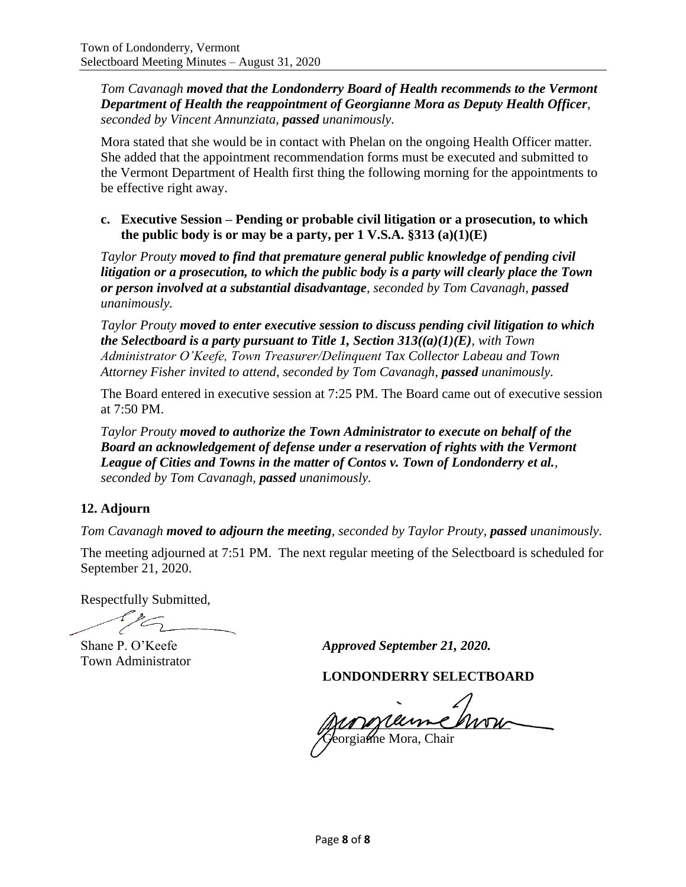*Tom Cavanagh* ***moved that the Londonderry Board of Health recommends to the Vermont Department of Health the reappointment of Georgianne Mora as Deputy Health Officer****, seconded by Vincent Annunziata,* ***passed*** *unanimously.*

Mora stated that she would be in contact with Phelan on the ongoing Health Officer matter. She added that the appointment recommendation forms must be executed and submitted to the Vermont Department of Health first thing the following morning for the appointments to be effective right away.

**c. Executive Session – Pending or probable civil litigation or a prosecution, to which the public body is or may be a party, per 1 V.S.A. §313 (a)(1)(E)**

*Taylor Prouty* ***moved to find that premature general public knowledge of pending civil litigation or a prosecution, to which the public body is a party will clearly place the Town or person involved at a substantial disadvantage****, seconded by Tom Cavanagh,* ***passed*** *unanimously.*

*Taylor Prouty* ***moved to enter executive session to discuss pending civil litigation to which the Selectboard is a party pursuant to Title 1, Section 313((a)(1)(E)****, with Town Administrator O'Keefe, Town Treasurer/Delinquent Tax Collector Labeau and Town Attorney Fisher invited to attend, seconded by Tom Cavanagh,* ***passed*** *unanimously.*

The Board entered in executive session at 7:25 PM. The Board came out of executive session at 7:50 PM.

*Taylor Prouty* ***moved to authorize the Town Administrator to execute on behalf of the Board an acknowledgement of defense under a reservation of rights with the Vermont League of Cities and Towns in the matter of Contos v. Town of Londonderry et al.****, seconded by Tom Cavanagh,* ***passed*** *unanimously.*

## 12. Adjourn

*Tom Cavanagh* ***moved to adjourn the meeting****, seconded by Taylor Prouty,* ***passed*** *unanimously.*

The meeting adjourned at 7:51 PM. The next regular meeting of the Selectboard is scheduled for September 21, 2020.

Respectfully Submitted,

Shane P. O'Keefe
Town Administrator

***Approved September 21, 2020.***

**LONDONDERRY SELECTBOARD**

Georgianne Mora, Chair